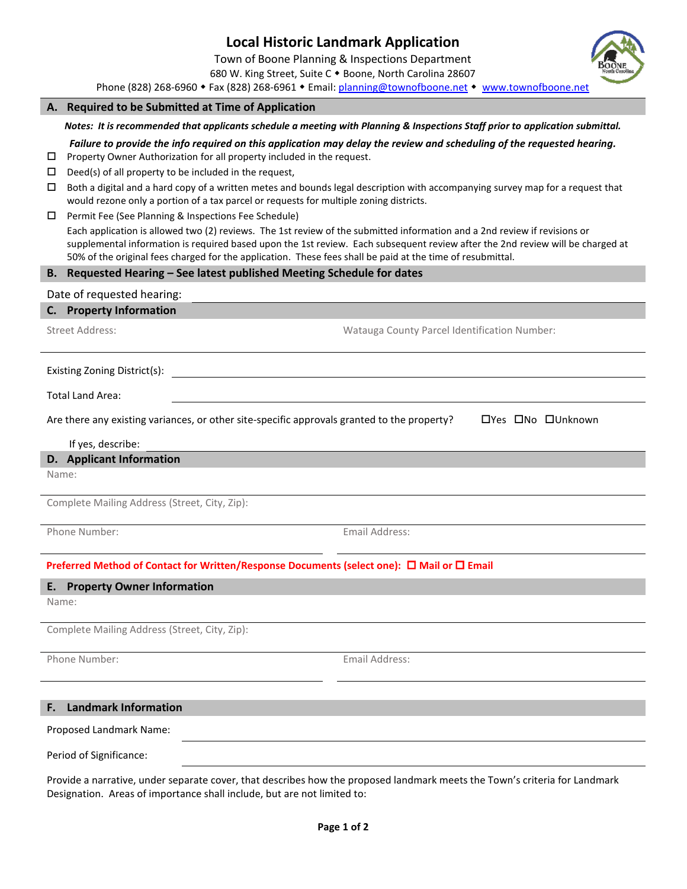# Local Historic Landmark Application

Town of Boone Planning & Inspections Department
680 W. King Street, Suite C ◆ Boone, North Carolina 28607
Phone (828) 268-6960 ◆ Fax (828) 268-6961 ◆ Email: planning@townofboone.net ◆ www.townofboone.net

## A. Required to be Submitted at Time of Application

***Notes: It is recommended that applicants schedule a meeting with Planning & Inspections Staff prior to application submittal.***

***Failure to provide the info required on this application may delay the review and scheduling of the requested hearing.***

- ☐ Property Owner Authorization for all property included in the request.
- ☐ Deed(s) of all property to be included in the request,
- ☐ Both a digital and a hard copy of a written metes and bounds legal description with accompanying survey map for a request that would rezone only a portion of a tax parcel or requests for multiple zoning districts.
- ☐ Permit Fee (See Planning & Inspections Fee Schedule)

  Each application is allowed two (2) reviews. The 1st review of the submitted information and a 2nd review if revisions or supplemental information is required based upon the 1st review. Each subsequent review after the 2nd review will be charged at 50% of the original fees charged for the application. These fees shall be paid at the time of resubmittal.

## B. Requested Hearing – See latest published Meeting Schedule for dates

Date of requested hearing: ______________________

## C. Property Information

Street Address: ______________________ Watauga County Parcel Identification Number: ______________________

Existing Zoning District(s): ______________________

Total Land Area: ______________________

Are there any existing variances, or other site-specific approvals granted to the property? ☐Yes ☐No ☐Unknown

If yes, describe: ______________________

## D. Applicant Information

Name: ______________________

Complete Mailing Address (Street, City, Zip): ______________________

Phone Number: ______________________ Email Address: ______________________

**Preferred Method of Contact for Written/Response Documents (select one): ☐ Mail or ☐ Email**

## E. Property Owner Information

Name: ______________________

Complete Mailing Address (Street, City, Zip): ______________________

Phone Number: ______________________ Email Address: ______________________

## F. Landmark Information

Proposed Landmark Name: ______________________

Period of Significance: ______________________

Provide a narrative, under separate cover, that describes how the proposed landmark meets the Town's criteria for Landmark Designation. Areas of importance shall include, but are not limited to: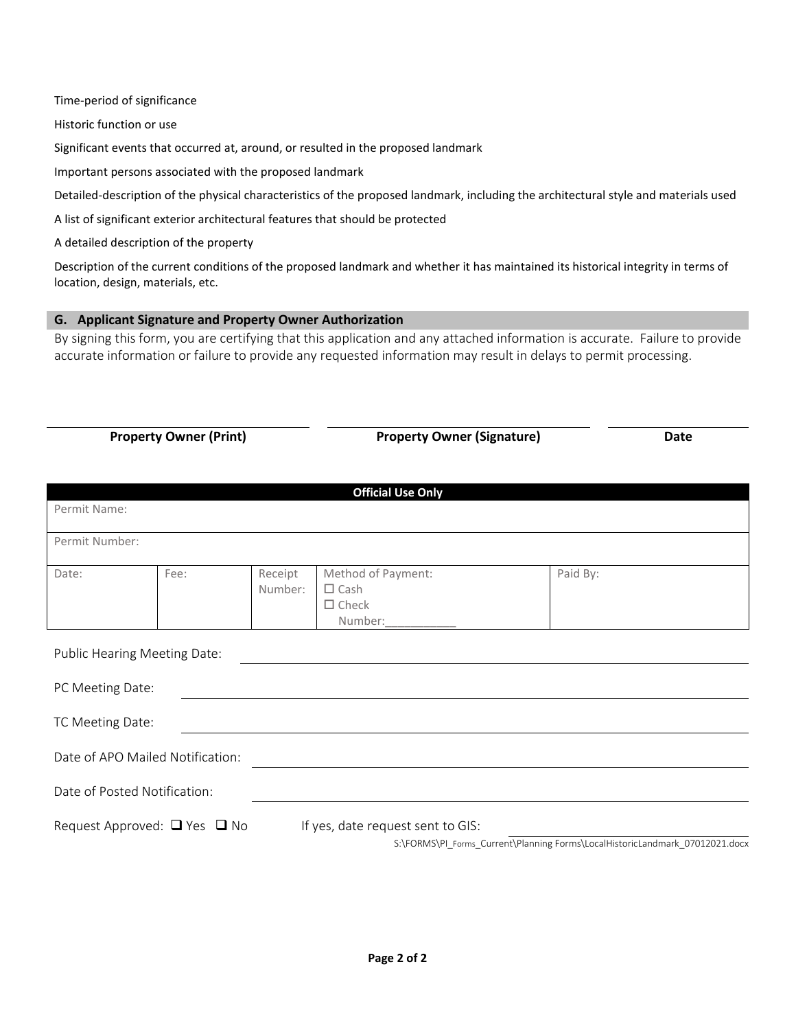Time-period of significance

Historic function or use

Significant events that occurred at, around, or resulted in the proposed landmark

Important persons associated with the proposed landmark

Detailed-description of the physical characteristics of the proposed landmark, including the architectural style and materials used

A list of significant exterior architectural features that should be protected

A detailed description of the property

Description of the current conditions of the proposed landmark and whether it has maintained its historical integrity in terms of location, design, materials, etc.

## G. Applicant Signature and Property Owner Authorization

By signing this form, you are certifying that this application and any attached information is accurate. Failure to provide accurate information or failure to provide any requested information may result in delays to permit processing.

| **Property Owner (Print)** | **Property Owner (Signature)** | **Date** |
|---|---|---|

| **Official Use Only** | | | | |
|---|---|---|---|---|
| Permit Name: | | | | |
| Permit Number: | | | | |
| Date: | Fee: | Receipt Number: | Method of Payment:<br>☐ Cash<br>☐ Check<br>Number:___________ | Paid By: |

Public Hearing Meeting Date: ____________________

PC Meeting Date: ____________________

TC Meeting Date: ____________________

Date of APO Mailed Notification: ____________________

Date of Posted Notification: ____________________

Request Approved: ☐ Yes ☐ No If yes, date request sent to GIS: ____________________

S:\FORMS\PI_Forms_Current\Planning Forms\LocalHistoricLandmark_07012021.docx